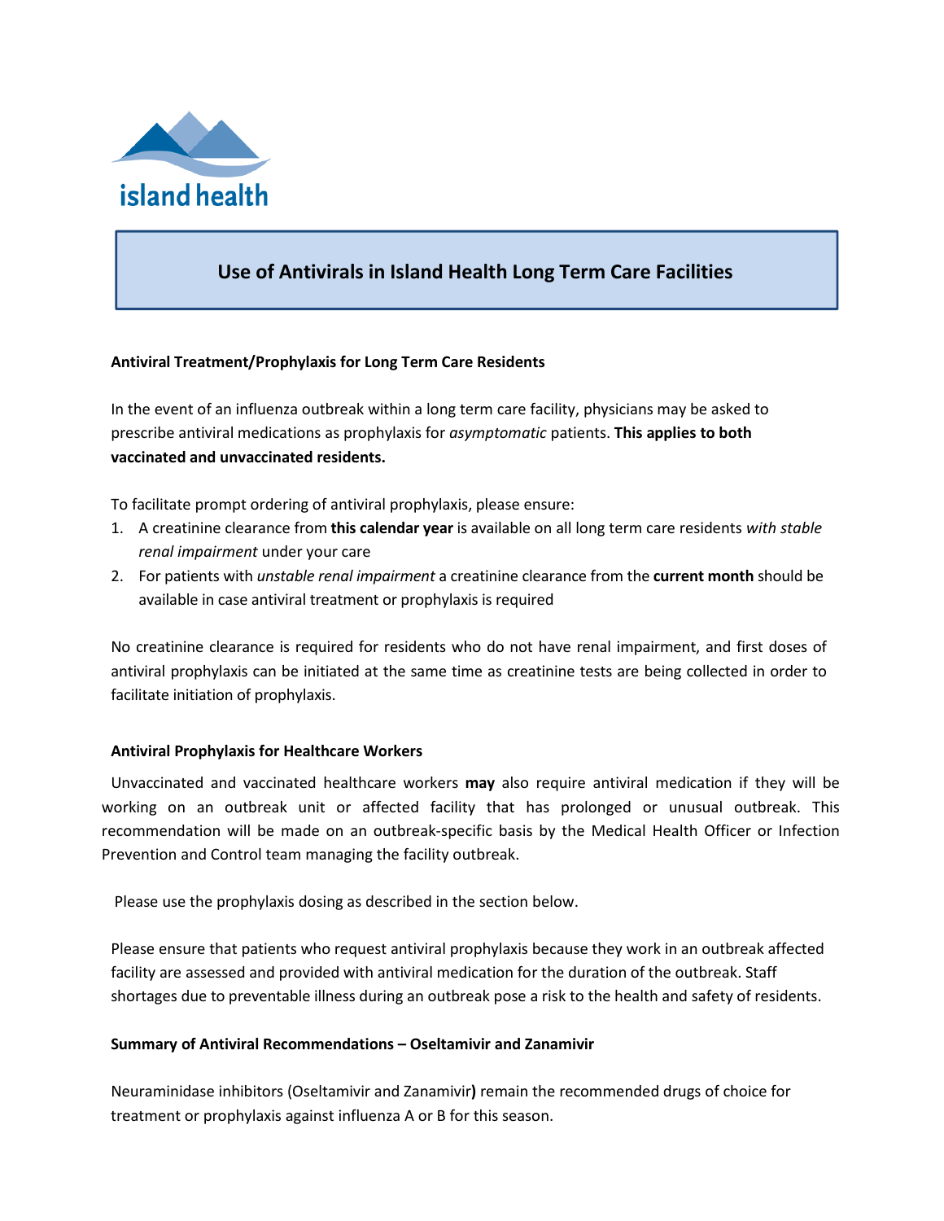island health

# Use of Antivirals in Island Health Long Term Care Facilities

**Antiviral Treatment/Prophylaxis for Long Term Care Residents**

In the event of an influenza outbreak within a long term care facility, physicians may be asked to prescribe antiviral medications as prophylaxis for *asymptomatic* patients. **This applies to both vaccinated and unvaccinated residents.**

To facilitate prompt ordering of antiviral prophylaxis, please ensure:

1. A creatinine clearance from **this calendar year** is available on all long term care residents *with stable renal impairment* under your care
2. For patients with *unstable renal impairment* a creatinine clearance from the **current month** should be available in case antiviral treatment or prophylaxis is required

No creatinine clearance is required for residents who do not have renal impairment, and first doses of antiviral prophylaxis can be initiated at the same time as creatinine tests are being collected in order to facilitate initiation of prophylaxis.

**Antiviral Prophylaxis for Healthcare Workers**

Unvaccinated and vaccinated healthcare workers **may** also require antiviral medication if they will be working on an outbreak unit or affected facility that has prolonged or unusual outbreak. This recommendation will be made on an outbreak-specific basis by the Medical Health Officer or Infection Prevention and Control team managing the facility outbreak.

Please use the prophylaxis dosing as described in the section below.

Please ensure that patients who request antiviral prophylaxis because they work in an outbreak affected facility are assessed and provided with antiviral medication for the duration of the outbreak. Staff shortages due to preventable illness during an outbreak pose a risk to the health and safety of residents.

**Summary of Antiviral Recommendations – Oseltamivir and Zanamivir**

Neuraminidase inhibitors (Oseltamivir and Zanamivir**)** remain the recommended drugs of choice for treatment or prophylaxis against influenza A or B for this season.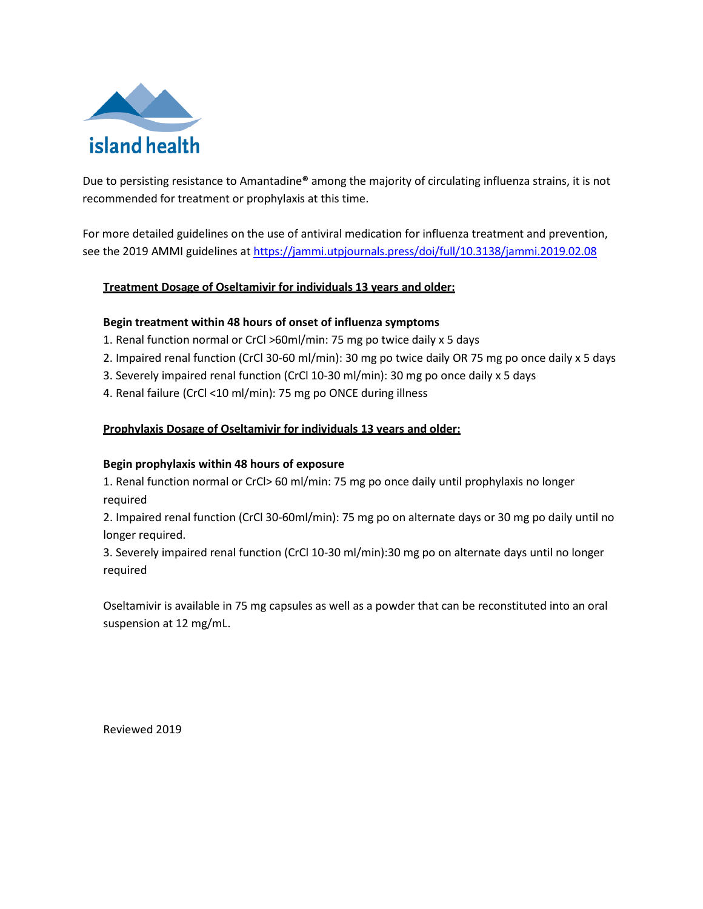island health

Due to persisting resistance to Amantadine® among the majority of circulating influenza strains, it is not recommended for treatment or prophylaxis at this time.

For more detailed guidelines on the use of antiviral medication for influenza treatment and prevention, see the 2019 AMMI guidelines at https://jammi.utpjournals.press/doi/full/10.3138/jammi.2019.02.08

## Treatment Dosage of Oseltamivir for individuals 13 years and older:

**Begin treatment within 48 hours of onset of influenza symptoms**

1. Renal function normal or CrCl >60ml/min: 75 mg po twice daily x 5 days
2. Impaired renal function (CrCl 30-60 ml/min): 30 mg po twice daily OR 75 mg po once daily x 5 days
3. Severely impaired renal function (CrCl 10-30 ml/min): 30 mg po once daily x 5 days
4. Renal failure (CrCl <10 ml/min): 75 mg po ONCE during illness

## Prophylaxis Dosage of Oseltamivir for individuals 13 years and older:

**Begin prophylaxis within 48 hours of exposure**

1. Renal function normal or CrCl> 60 ml/min: 75 mg po once daily until prophylaxis no longer required
2. Impaired renal function (CrCl 30-60ml/min): 75 mg po on alternate days or 30 mg po daily until no longer required.
3. Severely impaired renal function (CrCl 10-30 ml/min):30 mg po on alternate days until no longer required

Oseltamivir is available in 75 mg capsules as well as a powder that can be reconstituted into an oral suspension at 12 mg/mL.

Reviewed 2019